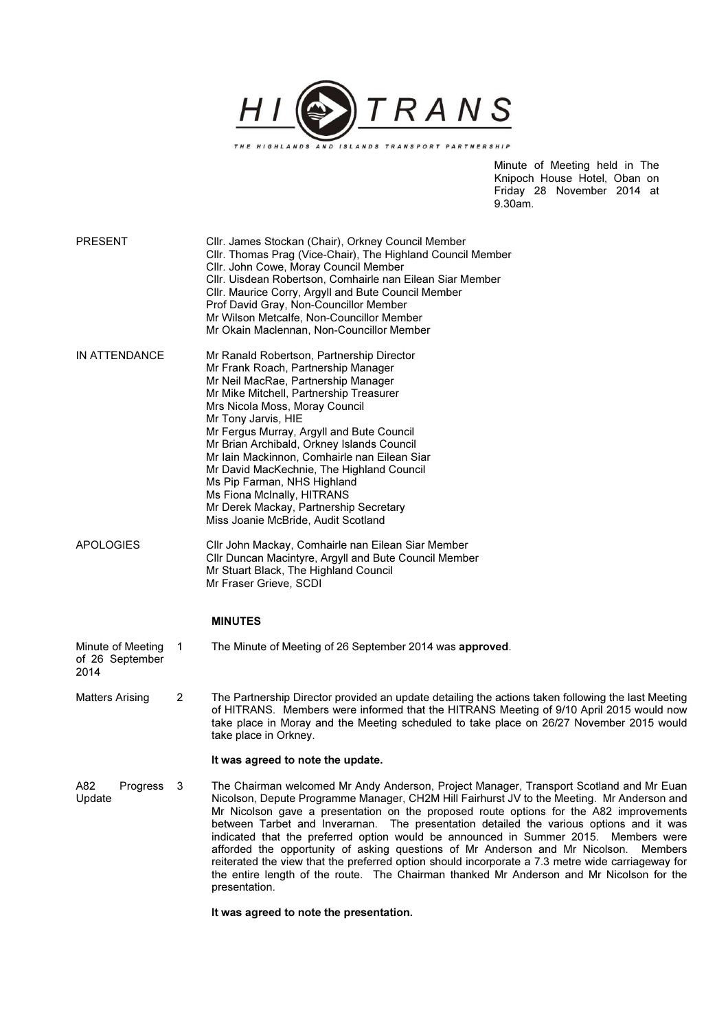# HITRANS

THE HIGHLANDS AND ISLANDS TRANSPORT PARTNERSHIP

Minute of Meeting held in The Knipoch House Hotel, Oban on Friday 28 November 2014 at 9.30am.

**PRESENT**

Cllr. James Stockan (Chair), Orkney Council Member
Cllr. Thomas Prag (Vice-Chair), The Highland Council Member
Cllr. John Cowe, Moray Council Member
Cllr. Uisdean Robertson, Comhairle nan Eilean Siar Member
Cllr. Maurice Corry, Argyll and Bute Council Member
Prof David Gray, Non-Councillor Member
Mr Wilson Metcalfe, Non-Councillor Member
Mr Okain Maclennan, Non-Councillor Member

**IN ATTENDANCE**

Mr Ranald Robertson, Partnership Director
Mr Frank Roach, Partnership Manager
Mr Neil MacRae, Partnership Manager
Mr Mike Mitchell, Partnership Treasurer
Mrs Nicola Moss, Moray Council
Mr Tony Jarvis, HIE
Mr Fergus Murray, Argyll and Bute Council
Mr Brian Archibald, Orkney Islands Council
Mr Iain Mackinnon, Comhairle nan Eilean Siar
Mr David MacKechnie, The Highland Council
Ms Pip Farman, NHS Highland
Ms Fiona McInally, HITRANS
Mr Derek Mackay, Partnership Secretary
Miss Joanie McBride, Audit Scotland

**APOLOGIES**

Cllr John Mackay, Comhairle nan Eilean Siar Member
Cllr Duncan Macintyre, Argyll and Bute Council Member
Mr Stuart Black, The Highland Council
Mr Fraser Grieve, SCDI

## MINUTES

**Minute of Meeting of 26 September 2014**

1 The Minute of Meeting of 26 September 2014 was **approved**.

**Matters Arising**

2 The Partnership Director provided an update detailing the actions taken following the last Meeting of HITRANS. Members were informed that the HITRANS Meeting of 9/10 April 2015 would now take place in Moray and the Meeting scheduled to take place on 26/27 November 2015 would take place in Orkney.

**It was agreed to note the update.**

**A82 Progress Update**

3 The Chairman welcomed Mr Andy Anderson, Project Manager, Transport Scotland and Mr Euan Nicolson, Depute Programme Manager, CH2M Hill Fairhurst JV to the Meeting. Mr Anderson and Mr Nicolson gave a presentation on the proposed route options for the A82 improvements between Tarbet and Inverarnan. The presentation detailed the various options and it was indicated that the preferred option would be announced in Summer 2015. Members were afforded the opportunity of asking questions of Mr Anderson and Mr Nicolson. Members reiterated the view that the preferred option should incorporate a 7.3 metre wide carriageway for the entire length of the route. The Chairman thanked Mr Anderson and Mr Nicolson for the presentation.

**It was agreed to note the presentation.**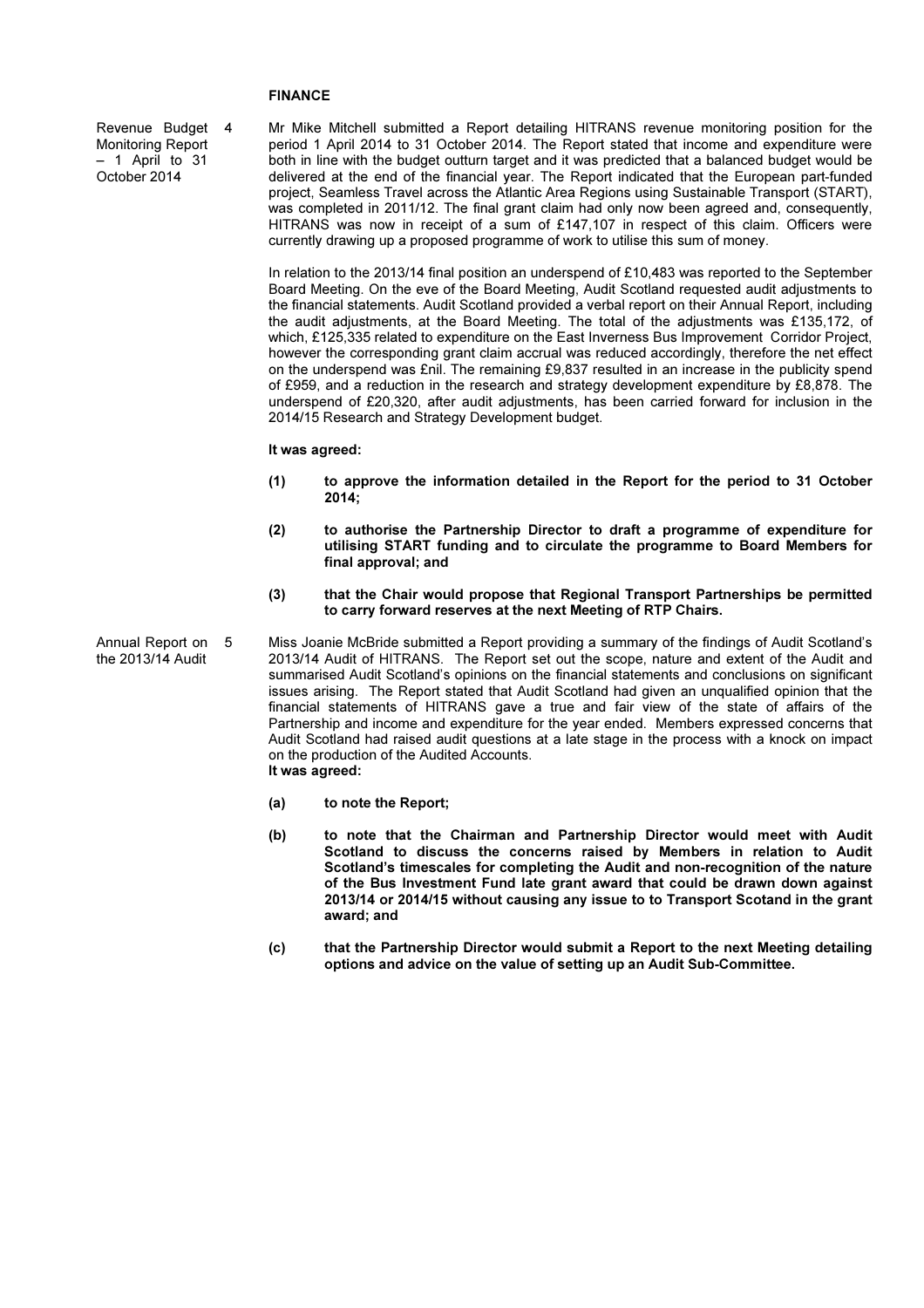## FINANCE

**Revenue Budget Monitoring Report – 1 April to 31 October 2014**

4 Mr Mike Mitchell submitted a Report detailing HITRANS revenue monitoring position for the period 1 April 2014 to 31 October 2014. The Report stated that income and expenditure were both in line with the budget outturn target and it was predicted that a balanced budget would be delivered at the end of the financial year. The Report indicated that the European part-funded project, Seamless Travel across the Atlantic Area Regions using Sustainable Transport (START), was completed in 2011/12. The final grant claim had only now been agreed and, consequently, HITRANS was now in receipt of a sum of £147,107 in respect of this claim. Officers were currently drawing up a proposed programme of work to utilise this sum of money.

In relation to the 2013/14 final position an underspend of £10,483 was reported to the September Board Meeting. On the eve of the Board Meeting, Audit Scotland requested audit adjustments to the financial statements. Audit Scotland provided a verbal report on their Annual Report, including the audit adjustments, at the Board Meeting. The total of the adjustments was £135,172, of which, £125,335 related to expenditure on the East Inverness Bus Improvement Corridor Project, however the corresponding grant claim accrual was reduced accordingly, therefore the net effect on the underspend was £nil. The remaining £9,837 resulted in an increase in the publicity spend of £959, and a reduction in the research and strategy development expenditure by £8,878. The underspend of £20,320, after audit adjustments, has been carried forward for inclusion in the 2014/15 Research and Strategy Development budget.

**It was agreed:**

**(1) to approve the information detailed in the Report for the period to 31 October 2014;**

**(2) to authorise the Partnership Director to draft a programme of expenditure for utilising START funding and to circulate the programme to Board Members for final approval; and**

**(3) that the Chair would propose that Regional Transport Partnerships be permitted to carry forward reserves at the next Meeting of RTP Chairs.**

**Annual Report on the 2013/14 Audit**

5 Miss Joanie McBride submitted a Report providing a summary of the findings of Audit Scotland's 2013/14 Audit of HITRANS. The Report set out the scope, nature and extent of the Audit and summarised Audit Scotland's opinions on the financial statements and conclusions on significant issues arising. The Report stated that Audit Scotland had given an unqualified opinion that the financial statements of HITRANS gave a true and fair view of the state of affairs of the Partnership and income and expenditure for the year ended. Members expressed concerns that Audit Scotland had raised audit questions at a late stage in the process with a knock on impact on the production of the Audited Accounts.

**It was agreed:**

**(a) to note the Report;**

**(b) to note that the Chairman and Partnership Director would meet with Audit Scotland to discuss the concerns raised by Members in relation to Audit Scotland's timescales for completing the Audit and non-recognition of the nature of the Bus Investment Fund late grant award that could be drawn down against 2013/14 or 2014/15 without causing any issue to to Transport Scotand in the grant award; and**

**(c) that the Partnership Director would submit a Report to the next Meeting detailing options and advice on the value of setting up an Audit Sub-Committee.**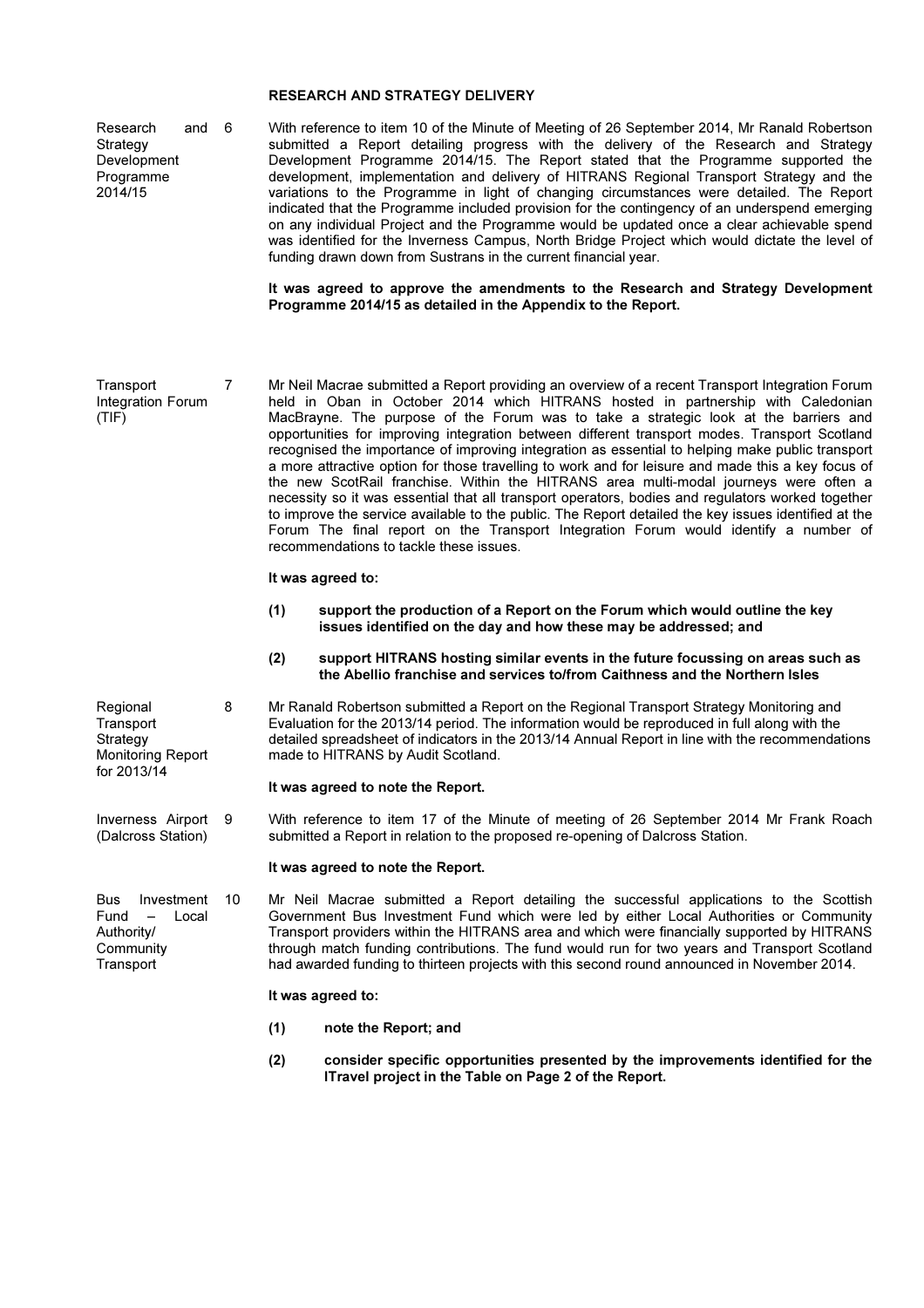## RESEARCH AND STRATEGY DELIVERY

**Research and Strategy Development Programme 2014/15**

6 With reference to item 10 of the Minute of Meeting of 26 September 2014, Mr Ranald Robertson submitted a Report detailing progress with the delivery of the Research and Strategy Development Programme 2014/15. The Report stated that the Programme supported the development, implementation and delivery of HITRANS Regional Transport Strategy and the variations to the Programme in light of changing circumstances were detailed. The Report indicated that the Programme included provision for the contingency of an underspend emerging on any individual Project and the Programme would be updated once a clear achievable spend was identified for the Inverness Campus, North Bridge Project which would dictate the level of funding drawn down from Sustrans in the current financial year.

**It was agreed to approve the amendments to the Research and Strategy Development Programme 2014/15 as detailed in the Appendix to the Report.**

**Transport Integration Forum (TIF)**

7 Mr Neil Macrae submitted a Report providing an overview of a recent Transport Integration Forum held in Oban in October 2014 which HITRANS hosted in partnership with Caledonian MacBrayne. The purpose of the Forum was to take a strategic look at the barriers and opportunities for improving integration between different transport modes. Transport Scotland recognised the importance of improving integration as essential to helping make public transport a more attractive option for those travelling to work and for leisure and made this a key focus of the new ScotRail franchise. Within the HITRANS area multi-modal journeys were often a necessity so it was essential that all transport operators, bodies and regulators worked together to improve the service available to the public. The Report detailed the key issues identified at the Forum The final report on the Transport Integration Forum would identify a number of recommendations to tackle these issues.

**It was agreed to:**

**(1) support the production of a Report on the Forum which would outline the key issues identified on the day and how these may be addressed; and**

**(2) support HITRANS hosting similar events in the future focussing on areas such as the Abellio franchise and services to/from Caithness and the Northern Isles**

**Regional Transport Strategy Monitoring Report for 2013/14**

8 Mr Ranald Robertson submitted a Report on the Regional Transport Strategy Monitoring and Evaluation for the 2013/14 period. The information would be reproduced in full along with the detailed spreadsheet of indicators in the 2013/14 Annual Report in line with the recommendations made to HITRANS by Audit Scotland.

**It was agreed to note the Report.**

**Inverness Airport (Dalcross Station)**

9 With reference to item 17 of the Minute of meeting of 26 September 2014 Mr Frank Roach submitted a Report in relation to the proposed re-opening of Dalcross Station.

**It was agreed to note the Report.**

**Bus Investment Fund – Local Authority/ Community Transport**

10 Mr Neil Macrae submitted a Report detailing the successful applications to the Scottish Government Bus Investment Fund which were led by either Local Authorities or Community Transport providers within the HITRANS area and which were financially supported by HITRANS through match funding contributions. The fund would run for two years and Transport Scotland had awarded funding to thirteen projects with this second round announced in November 2014.

**It was agreed to:**

**(1) note the Report; and**

**(2) consider specific opportunities presented by the improvements identified for the ITravel project in the Table on Page 2 of the Report.**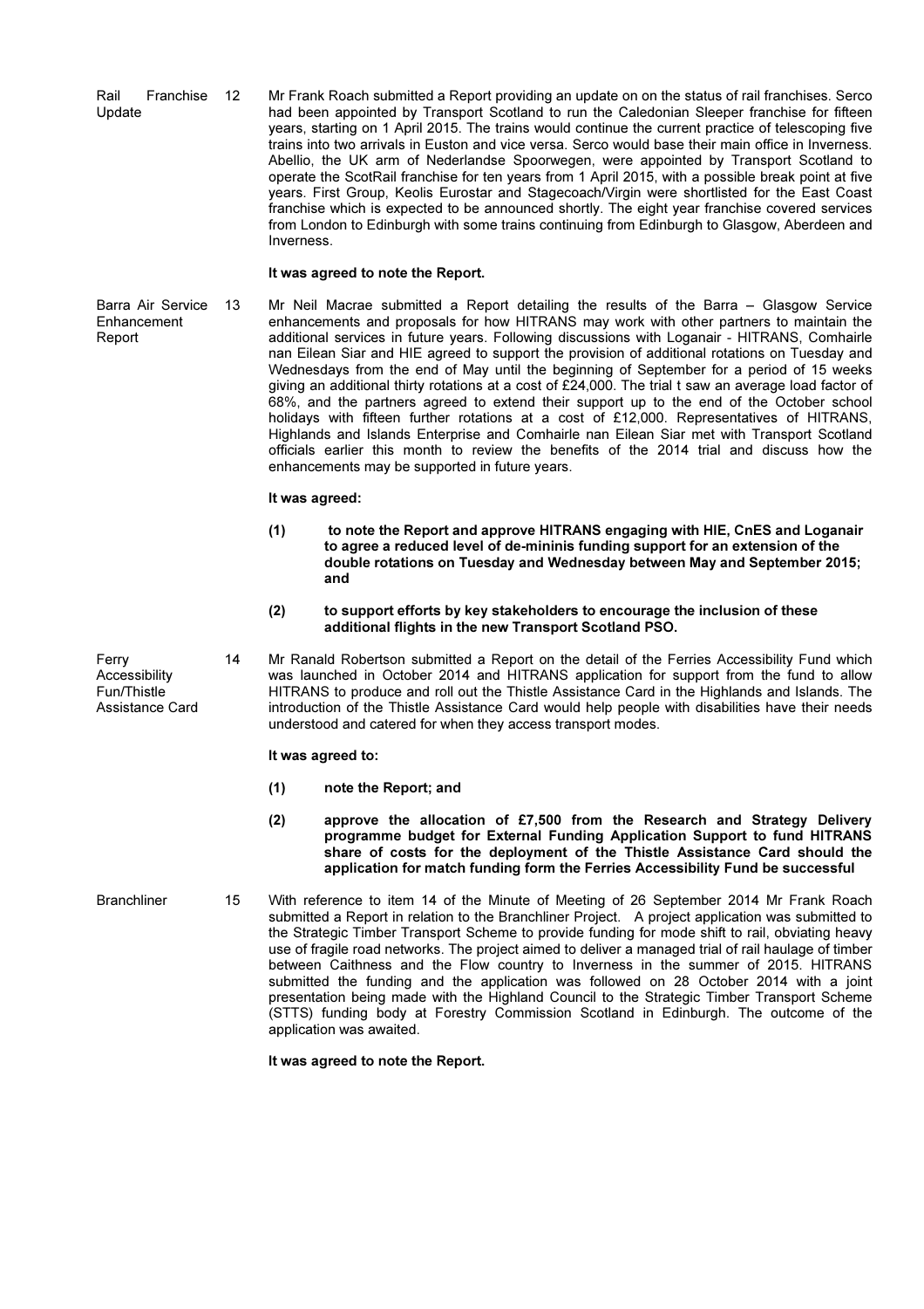**Rail Franchise Update**

12 Mr Frank Roach submitted a Report providing an update on on the status of rail franchises. Serco had been appointed by Transport Scotland to run the Caledonian Sleeper franchise for fifteen years, starting on 1 April 2015. The trains would continue the current practice of telescoping five trains into two arrivals in Euston and vice versa. Serco would base their main office in Inverness. Abellio, the UK arm of Nederlandse Spoorwegen, were appointed by Transport Scotland to operate the ScotRail franchise for ten years from 1 April 2015, with a possible break point at five years. First Group, Keolis Eurostar and Stagecoach/Virgin were shortlisted for the East Coast franchise which is expected to be announced shortly. The eight year franchise covered services from London to Edinburgh with some trains continuing from Edinburgh to Glasgow, Aberdeen and Inverness.

**It was agreed to note the Report.**

**Barra Air Service Enhancement Report**

13 Mr Neil Macrae submitted a Report detailing the results of the Barra – Glasgow Service enhancements and proposals for how HITRANS may work with other partners to maintain the additional services in future years. Following discussions with Loganair - HITRANS, Comhairle nan Eilean Siar and HIE agreed to support the provision of additional rotations on Tuesday and Wednesdays from the end of May until the beginning of September for a period of 15 weeks giving an additional thirty rotations at a cost of £24,000. The trial t saw an average load factor of 68%, and the partners agreed to extend their support up to the end of the October school holidays with fifteen further rotations at a cost of £12,000. Representatives of HITRANS, Highlands and Islands Enterprise and Comhairle nan Eilean Siar met with Transport Scotland officials earlier this month to review the benefits of the 2014 trial and discuss how the enhancements may be supported in future years.

**It was agreed:**

**(1) to note the Report and approve HITRANS engaging with HIE, CnES and Loganair to agree a reduced level of de-mininis funding support for an extension of the double rotations on Tuesday and Wednesday between May and September 2015; and**

**(2) to support efforts by key stakeholders to encourage the inclusion of these additional flights in the new Transport Scotland PSO.**

**Ferry Accessibility Fun/Thistle Assistance Card**

14 Mr Ranald Robertson submitted a Report on the detail of the Ferries Accessibility Fund which was launched in October 2014 and HITRANS application for support from the fund to allow HITRANS to produce and roll out the Thistle Assistance Card in the Highlands and Islands. The introduction of the Thistle Assistance Card would help people with disabilities have their needs understood and catered for when they access transport modes.

**It was agreed to:**

**(1) note the Report; and**

**(2) approve the allocation of £7,500 from the Research and Strategy Delivery programme budget for External Funding Application Support to fund HITRANS share of costs for the deployment of the Thistle Assistance Card should the application for match funding form the Ferries Accessibility Fund be successful**

**Branchliner**

15 With reference to item 14 of the Minute of Meeting of 26 September 2014 Mr Frank Roach submitted a Report in relation to the Branchliner Project. A project application was submitted to the Strategic Timber Transport Scheme to provide funding for mode shift to rail, obviating heavy use of fragile road networks. The project aimed to deliver a managed trial of rail haulage of timber between Caithness and the Flow country to Inverness in the summer of 2015. HITRANS submitted the funding and the application was followed on 28 October 2014 with a joint presentation being made with the Highland Council to the Strategic Timber Transport Scheme (STTS) funding body at Forestry Commission Scotland in Edinburgh. The outcome of the application was awaited.

**It was agreed to note the Report.**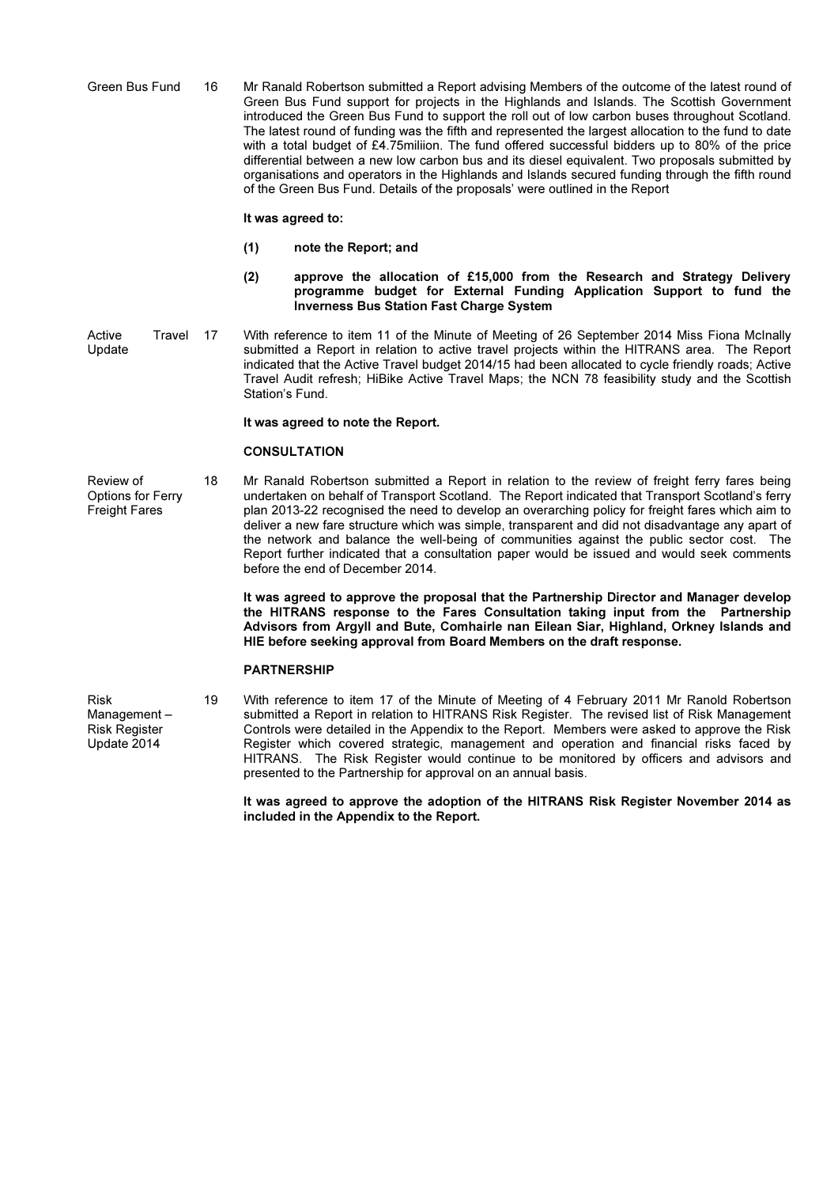**Green Bus Fund** 16 Mr Ranald Robertson submitted a Report advising Members of the outcome of the latest round of Green Bus Fund support for projects in the Highlands and Islands. The Scottish Government introduced the Green Bus Fund to support the roll out of low carbon buses throughout Scotland. The latest round of funding was the fifth and represented the largest allocation to the fund to date with a total budget of £4.75miliion. The fund offered successful bidders up to 80% of the price differential between a new low carbon bus and its diesel equivalent. Two proposals submitted by organisations and operators in the Highlands and Islands secured funding through the fifth round of the Green Bus Fund. Details of the proposals' were outlined in the Report

**It was agreed to:**

**(1) note the Report; and**

**(2) approve the allocation of £15,000 from the Research and Strategy Delivery programme budget for External Funding Application Support to fund the Inverness Bus Station Fast Charge System**

**Active Travel Update** 17 With reference to item 11 of the Minute of Meeting of 26 September 2014 Miss Fiona McInally submitted a Report in relation to active travel projects within the HITRANS area. The Report indicated that the Active Travel budget 2014/15 had been allocated to cycle friendly roads; Active Travel Audit refresh; HiBike Active Travel Maps; the NCN 78 feasibility study and the Scottish Station's Fund.

**It was agreed to note the Report.**

**CONSULTATION**

**Review of Options for Ferry Freight Fares** 18 Mr Ranald Robertson submitted a Report in relation to the review of freight ferry fares being undertaken on behalf of Transport Scotland. The Report indicated that Transport Scotland's ferry plan 2013-22 recognised the need to develop an overarching policy for freight fares which aim to deliver a new fare structure which was simple, transparent and did not disadvantage any apart of the network and balance the well-being of communities against the public sector cost. The Report further indicated that a consultation paper would be issued and would seek comments before the end of December 2014.

**It was agreed to approve the proposal that the Partnership Director and Manager develop the HITRANS response to the Fares Consultation taking input from the Partnership Advisors from Argyll and Bute, Comhairle nan Eilean Siar, Highland, Orkney Islands and HIE before seeking approval from Board Members on the draft response.**

**PARTNERSHIP**

**Risk Management – Risk Register Update 2014** 19 With reference to item 17 of the Minute of Meeting of 4 February 2011 Mr Ranold Robertson submitted a Report in relation to HITRANS Risk Register. The revised list of Risk Management Controls were detailed in the Appendix to the Report. Members were asked to approve the Risk Register which covered strategic, management and operation and financial risks faced by HITRANS. The Risk Register would continue to be monitored by officers and advisors and presented to the Partnership for approval on an annual basis.

**It was agreed to approve the adoption of the HITRANS Risk Register November 2014 as included in the Appendix to the Report.**